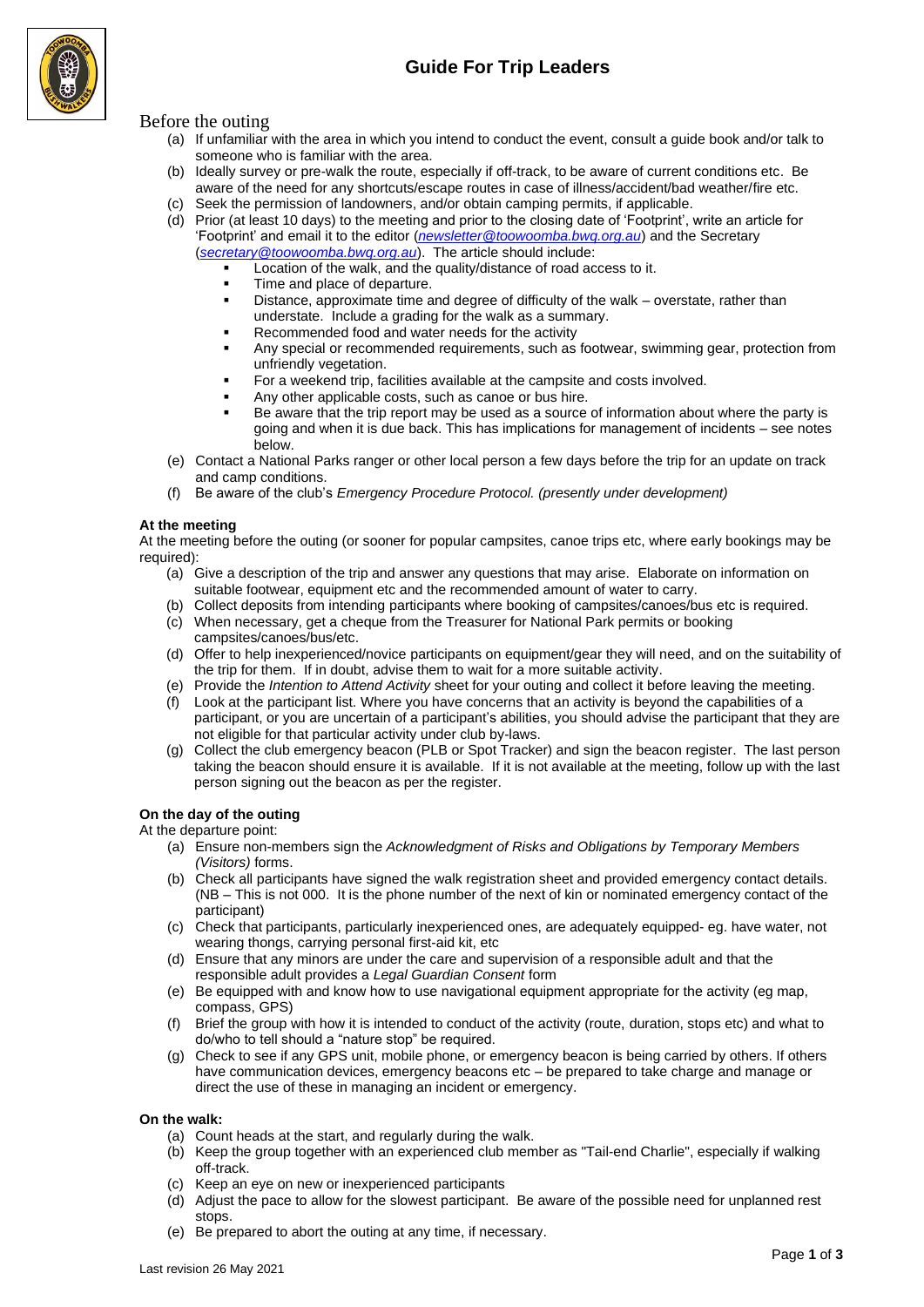# Guide For Trip Leaders

## Before the outing

(a) If unfamiliar with the area in which you intend to conduct the event, consult a guide book and/or talk to someone who is familiar with the area.
(b) Ideally survey or pre-walk the route, especially if off-track, to be aware of current conditions etc. Be aware of the need for any shortcuts/escape routes in case of illness/accident/bad weather/fire etc.
(c) Seek the permission of landowners, and/or obtain camping permits, if applicable.
(d) Prior (at least 10 days) to the meeting and prior to the closing date of 'Footprint', write an article for 'Footprint' and email it to the editor (*newsletter@toowoomba.bwq.org.au*) and the Secretary (*secretary@toowoomba.bwq.org.au*). The article should include:
- Location of the walk, and the quality/distance of road access to it.
- Time and place of departure.
- Distance, approximate time and degree of difficulty of the walk – overstate, rather than understate. Include a grading for the walk as a summary.
- Recommended food and water needs for the activity
- Any special or recommended requirements, such as footwear, swimming gear, protection from unfriendly vegetation.
- For a weekend trip, facilities available at the campsite and costs involved.
- Any other applicable costs, such as canoe or bus hire.
- Be aware that the trip report may be used as a source of information about where the party is going and when it is due back. This has implications for management of incidents – see notes below.

(e) Contact a National Parks ranger or other local person a few days before the trip for an update on track and camp conditions.
(f) Be aware of the club's *Emergency Procedure Protocol. (presently under development)*

### At the meeting

At the meeting before the outing (or sooner for popular campsites, canoe trips etc, where early bookings may be required):

(a) Give a description of the trip and answer any questions that may arise. Elaborate on information on suitable footwear, equipment etc and the recommended amount of water to carry.
(b) Collect deposits from intending participants where booking of campsites/canoes/bus etc is required.
(c) When necessary, get a cheque from the Treasurer for National Park permits or booking campsites/canoes/bus/etc.
(d) Offer to help inexperienced/novice participants on equipment/gear they will need, and on the suitability of the trip for them. If in doubt, advise them to wait for a more suitable activity.
(e) Provide the *Intention to Attend Activity* sheet for your outing and collect it before leaving the meeting.
(f) Look at the participant list. Where you have concerns that an activity is beyond the capabilities of a participant, or you are uncertain of a participant's abilities, you should advise the participant that they are not eligible for that particular activity under club by-laws.
(g) Collect the club emergency beacon (PLB or Spot Tracker) and sign the beacon register. The last person taking the beacon should ensure it is available. If it is not available at the meeting, follow up with the last person signing out the beacon as per the register.

### On the day of the outing

At the departure point:

(a) Ensure non-members sign the *Acknowledgment of Risks and Obligations by Temporary Members (Visitors)* forms.
(b) Check all participants have signed the walk registration sheet and provided emergency contact details. (NB – This is not 000. It is the phone number of the next of kin or nominated emergency contact of the participant)
(c) Check that participants, particularly inexperienced ones, are adequately equipped- eg. have water, not wearing thongs, carrying personal first-aid kit, etc
(d) Ensure that any minors are under the care and supervision of a responsible adult and that the responsible adult provides a *Legal Guardian Consent* form
(e) Be equipped with and know how to use navigational equipment appropriate for the activity (eg map, compass, GPS)
(f) Brief the group with how it is intended to conduct of the activity (route, duration, stops etc) and what to do/who to tell should a "nature stop" be required.
(g) Check to see if any GPS unit, mobile phone, or emergency beacon is being carried by others. If others have communication devices, emergency beacons etc – be prepared to take charge and manage or direct the use of these in managing an incident or emergency.

### On the walk:

(a) Count heads at the start, and regularly during the walk.
(b) Keep the group together with an experienced club member as "Tail-end Charlie", especially if walking off-track.
(c) Keep an eye on new or inexperienced participants
(d) Adjust the pace to allow for the slowest participant. Be aware of the possible need for unplanned rest stops.
(e) Be prepared to abort the outing at any time, if necessary.

Last revision 26 May 2021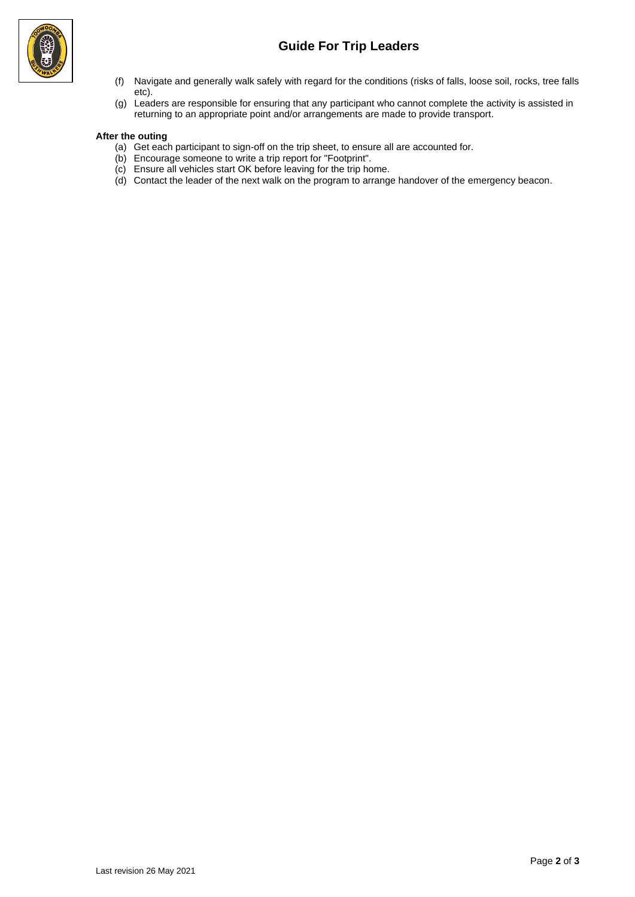(f) Navigate and generally walk safely with regard for the conditions (risks of falls, loose soil, rocks, tree falls etc).

(g) Leaders are responsible for ensuring that any participant who cannot complete the activity is assisted in returning to an appropriate point and/or arrangements are made to provide transport.

**After the outing**

(a) Get each participant to sign-off on the trip sheet, to ensure all are accounted for.

(b) Encourage someone to write a trip report for "Footprint".

(c) Ensure all vehicles start OK before leaving for the trip home.

(d) Contact the leader of the next walk on the program to arrange handover of the emergency beacon.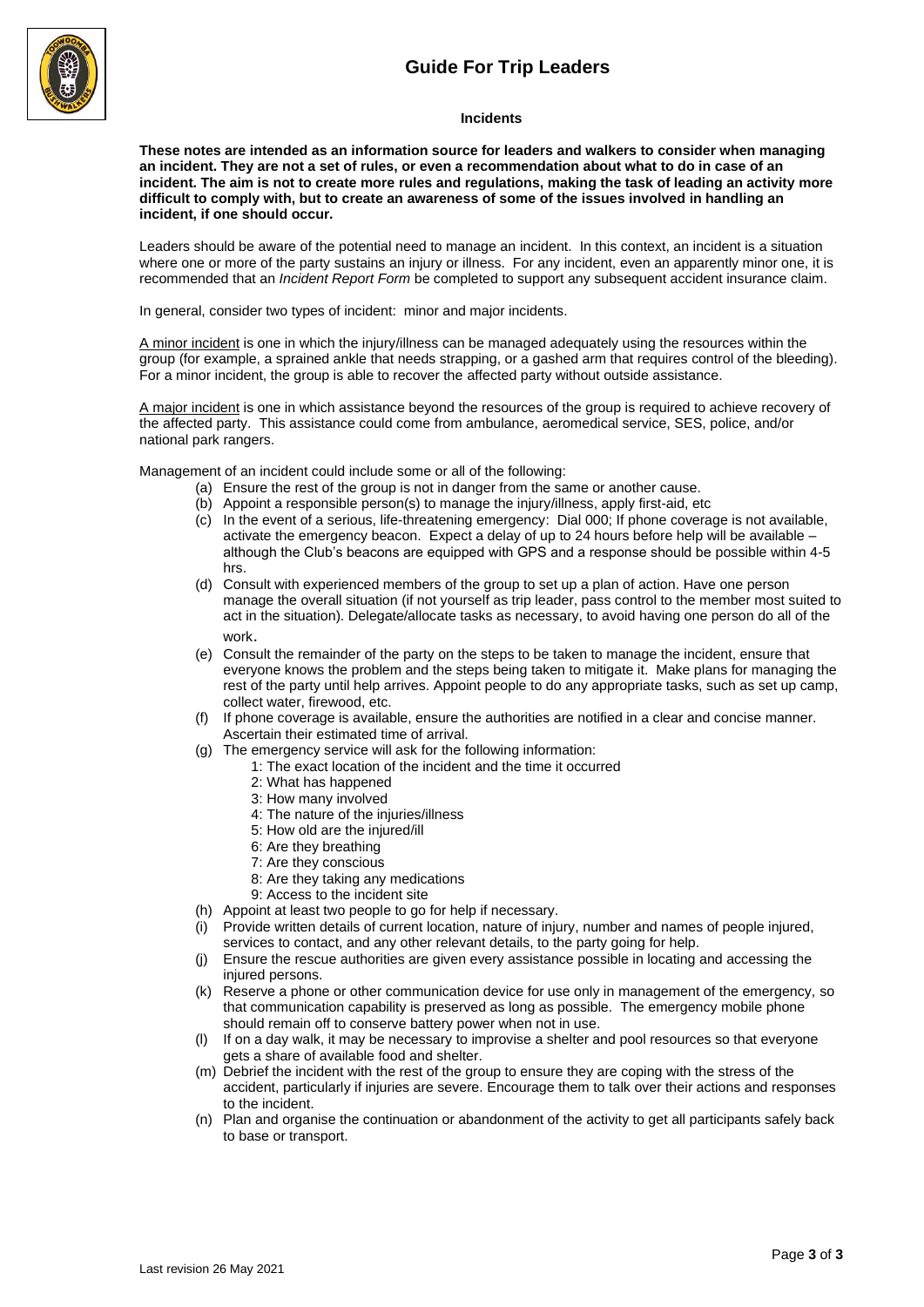# Guide For Trip Leaders

## Incidents

**These notes are intended as an information source for leaders and walkers to consider when managing an incident. They are not a set of rules, or even a recommendation about what to do in case of an incident. The aim is not to create more rules and regulations, making the task of leading an activity more difficult to comply with, but to create an awareness of some of the issues involved in handling an incident, if one should occur.**

Leaders should be aware of the potential need to manage an incident. In this context, an incident is a situation where one or more of the party sustains an injury or illness. For any incident, even an apparently minor one, it is recommended that an *Incident Report Form* be completed to support any subsequent accident insurance claim.

In general, consider two types of incident: minor and major incidents.

<u>A minor incident</u> is one in which the injury/illness can be managed adequately using the resources within the group (for example, a sprained ankle that needs strapping, or a gashed arm that requires control of the bleeding). For a minor incident, the group is able to recover the affected party without outside assistance.

<u>A major incident</u> is one in which assistance beyond the resources of the group is required to achieve recovery of the affected party. This assistance could come from ambulance, aeromedical service, SES, police, and/or national park rangers.

Management of an incident could include some or all of the following:

(a) Ensure the rest of the group is not in danger from the same or another cause.
(b) Appoint a responsible person(s) to manage the injury/illness, apply first-aid, etc
(c) In the event of a serious, life-threatening emergency: Dial 000; If phone coverage is not available, activate the emergency beacon. Expect a delay of up to 24 hours before help will be available – although the Club's beacons are equipped with GPS and a response should be possible within 4-5 hrs.
(d) Consult with experienced members of the group to set up a plan of action. Have one person manage the overall situation (if not yourself as trip leader, pass control to the member most suited to act in the situation). Delegate/allocate tasks as necessary, to avoid having one person do all of the work.
(e) Consult the remainder of the party on the steps to be taken to manage the incident, ensure that everyone knows the problem and the steps being taken to mitigate it. Make plans for managing the rest of the party until help arrives. Appoint people to do any appropriate tasks, such as set up camp, collect water, firewood, etc.
(f) If phone coverage is available, ensure the authorities are notified in a clear and concise manner. Ascertain their estimated time of arrival.
(g) The emergency service will ask for the following information:
    1: The exact location of the incident and the time it occurred
    2: What has happened
    3: How many involved
    4: The nature of the injuries/illness
    5: How old are the injured/ill
    6: Are they breathing
    7: Are they conscious
    8: Are they taking any medications
    9: Access to the incident site
(h) Appoint at least two people to go for help if necessary.
(i) Provide written details of current location, nature of injury, number and names of people injured, services to contact, and any other relevant details, to the party going for help.
(j) Ensure the rescue authorities are given every assistance possible in locating and accessing the injured persons.
(k) Reserve a phone or other communication device for use only in management of the emergency, so that communication capability is preserved as long as possible. The emergency mobile phone should remain off to conserve battery power when not in use.
(l) If on a day walk, it may be necessary to improvise a shelter and pool resources so that everyone gets a share of available food and shelter.
(m) Debrief the incident with the rest of the group to ensure they are coping with the stress of the accident, particularly if injuries are severe. Encourage them to talk over their actions and responses to the incident.
(n) Plan and organise the continuation or abandonment of the activity to get all participants safely back to base or transport.

Last revision 26 May 2021